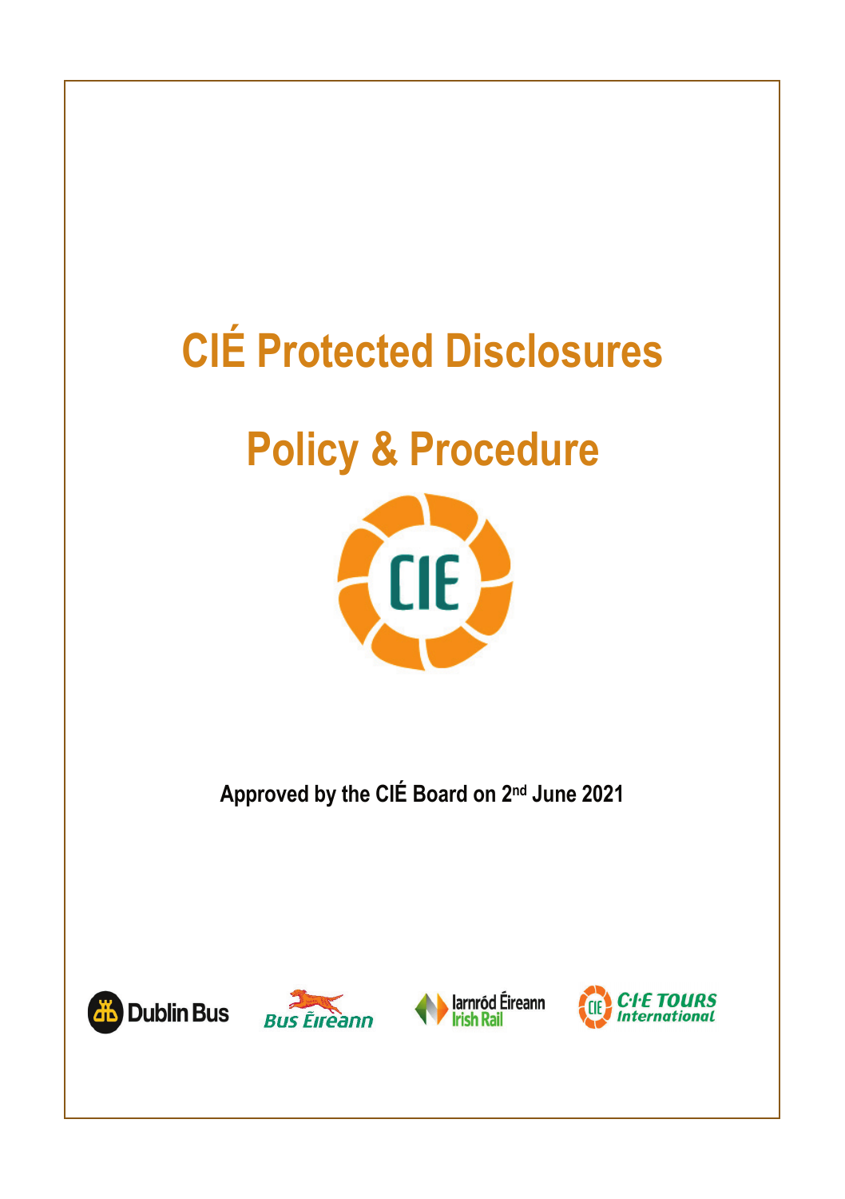# CIÉ Protected Disclosures

# Policy & Procedure

**Approved by the CIÉ Board on 2nd June 2021**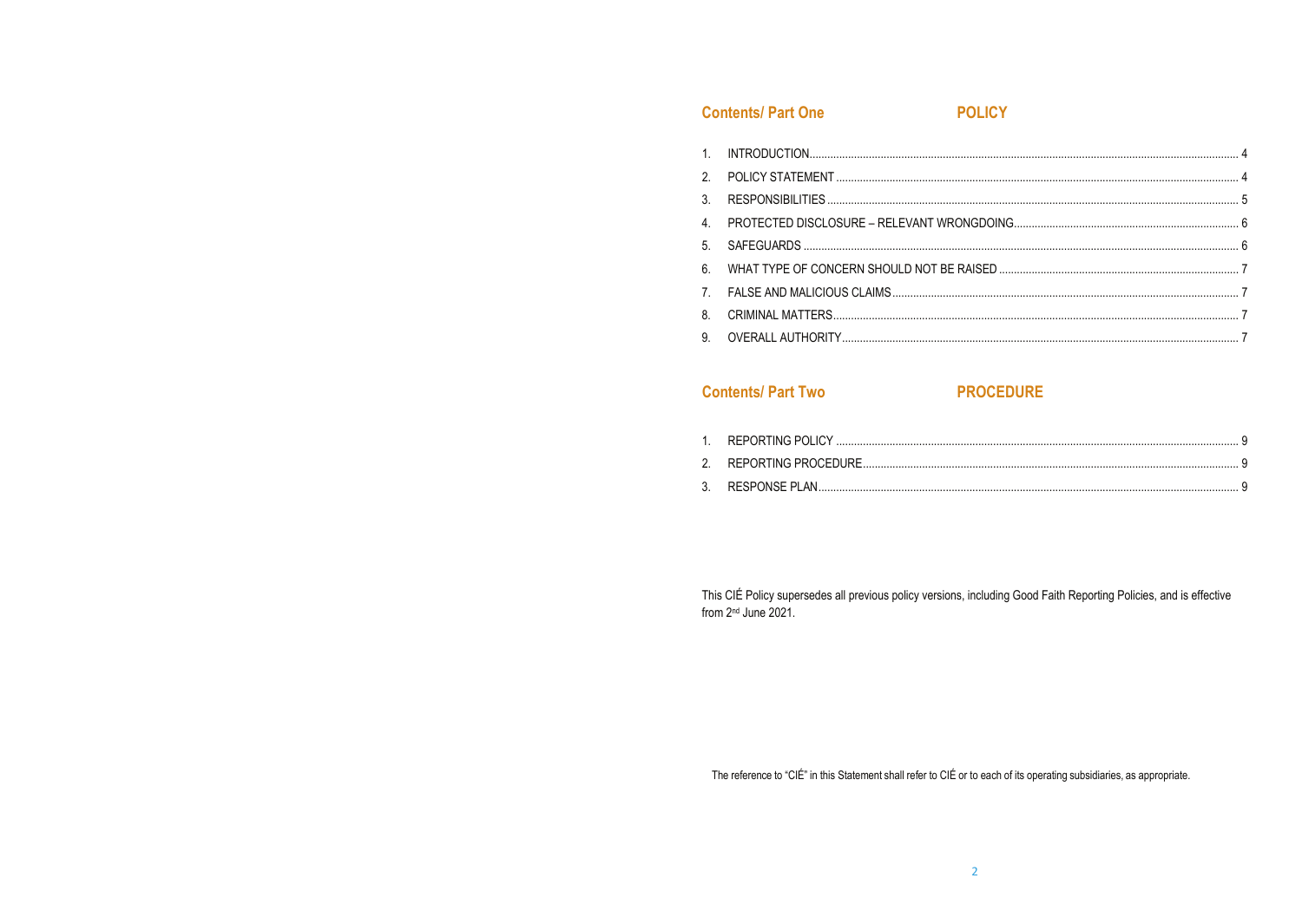## Contents/ Part One — POLICY

| | | |
|---|---|---|
| 1. | INTRODUCTION | 4 |
| 2. | POLICY STATEMENT | 4 |
| 3. | RESPONSIBILITIES | 5 |
| 4. | PROTECTED DISCLOSURE – RELEVANT WRONGDOING | 6 |
| 5. | SAFEGUARDS | 6 |
| 6. | WHAT TYPE OF CONCERN SHOULD NOT BE RAISED | 7 |
| 7. | FALSE AND MALICIOUS CLAIMS | 7 |
| 8. | CRIMINAL MATTERS | 7 |
| 9. | OVERALL AUTHORITY | 7 |

## Contents/ Part Two — PROCEDURE

| | | |
|---|---|---|
| 1. | REPORTING POLICY | 9 |
| 2. | REPORTING PROCEDURE | 9 |
| 3. | RESPONSE PLAN | 9 |

This CIÉ Policy supersedes all previous policy versions, including Good Faith Reporting Policies, and is effective from 2nd June 2021.

The reference to "CIÉ" in this Statement shall refer to CIÉ or to each of its operating subsidiaries, as appropriate.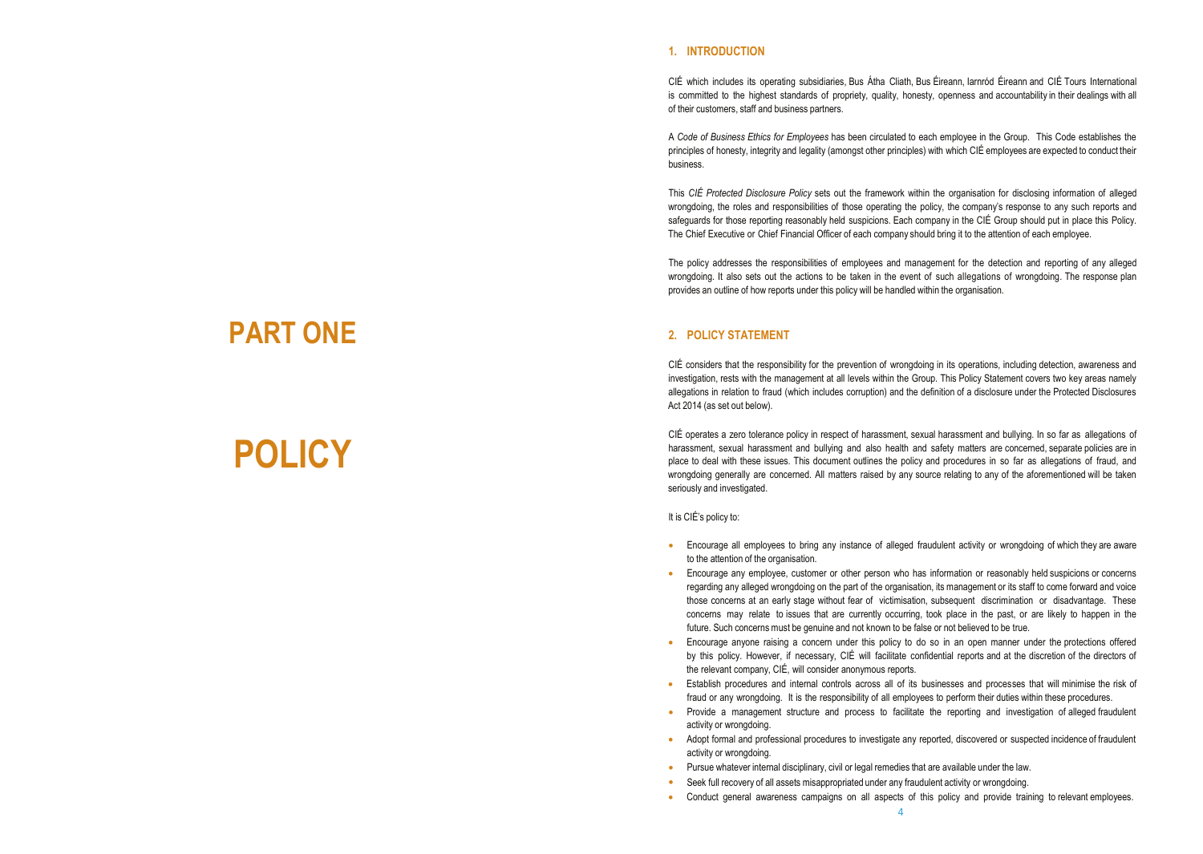# PART ONE

# POLICY

## 1. INTRODUCTION

CIÉ which includes its operating subsidiaries, Bus Átha Cliath, Bus Éireann, Iarnród Éireann and CIÉ Tours International is committed to the highest standards of propriety, quality, honesty, openness and accountability in their dealings with all of their customers, staff and business partners.

A *Code of Business Ethics for Employees* has been circulated to each employee in the Group. This Code establishes the principles of honesty, integrity and legality (amongst other principles) with which CIÉ employees are expected to conduct their business.

This *CIÉ Protected Disclosure Policy* sets out the framework within the organisation for disclosing information of alleged wrongdoing, the roles and responsibilities of those operating the policy, the company's response to any such reports and safeguards for those reporting reasonably held suspicions. Each company in the CIÉ Group should put in place this Policy. The Chief Executive or Chief Financial Officer of each company should bring it to the attention of each employee.

The policy addresses the responsibilities of employees and management for the detection and reporting of any alleged wrongdoing. It also sets out the actions to be taken in the event of such allegations of wrongdoing. The response plan provides an outline of how reports under this policy will be handled within the organisation.

## 2. POLICY STATEMENT

CIÉ considers that the responsibility for the prevention of wrongdoing in its operations, including detection, awareness and investigation, rests with the management at all levels within the Group. This Policy Statement covers two key areas namely allegations in relation to fraud (which includes corruption) and the definition of a disclosure under the Protected Disclosures Act 2014 (as set out below).

CIÉ operates a zero tolerance policy in respect of harassment, sexual harassment and bullying. In so far as allegations of harassment, sexual harassment and bullying and also health and safety matters are concerned, separate policies are in place to deal with these issues. This document outlines the policy and procedures in so far as allegations of fraud, and wrongdoing generally are concerned. All matters raised by any source relating to any of the aforementioned will be taken seriously and investigated.

It is CIÉ's policy to:

- Encourage all employees to bring any instance of alleged fraudulent activity or wrongdoing of which they are aware to the attention of the organisation.
- Encourage any employee, customer or other person who has information or reasonably held suspicions or concerns regarding any alleged wrongdoing on the part of the organisation, its management or its staff to come forward and voice those concerns at an early stage without fear of victimisation, subsequent discrimination or disadvantage. These concerns may relate to issues that are currently occurring, took place in the past, or are likely to happen in the future. Such concerns must be genuine and not known to be false or not believed to be true.
- Encourage anyone raising a concern under this policy to do so in an open manner under the protections offered by this policy. However, if necessary, CIÉ will facilitate confidential reports and at the discretion of the directors of the relevant company, CIÉ, will consider anonymous reports.
- Establish procedures and internal controls across all of its businesses and processes that will minimise the risk of fraud or any wrongdoing. It is the responsibility of all employees to perform their duties within these procedures.
- Provide a management structure and process to facilitate the reporting and investigation of alleged fraudulent activity or wrongdoing.
- Adopt formal and professional procedures to investigate any reported, discovered or suspected incidence of fraudulent activity or wrongdoing.
- Pursue whatever internal disciplinary, civil or legal remedies that are available under the law.
- Seek full recovery of all assets misappropriated under any fraudulent activity or wrongdoing.
- Conduct general awareness campaigns on all aspects of this policy and provide training to relevant employees.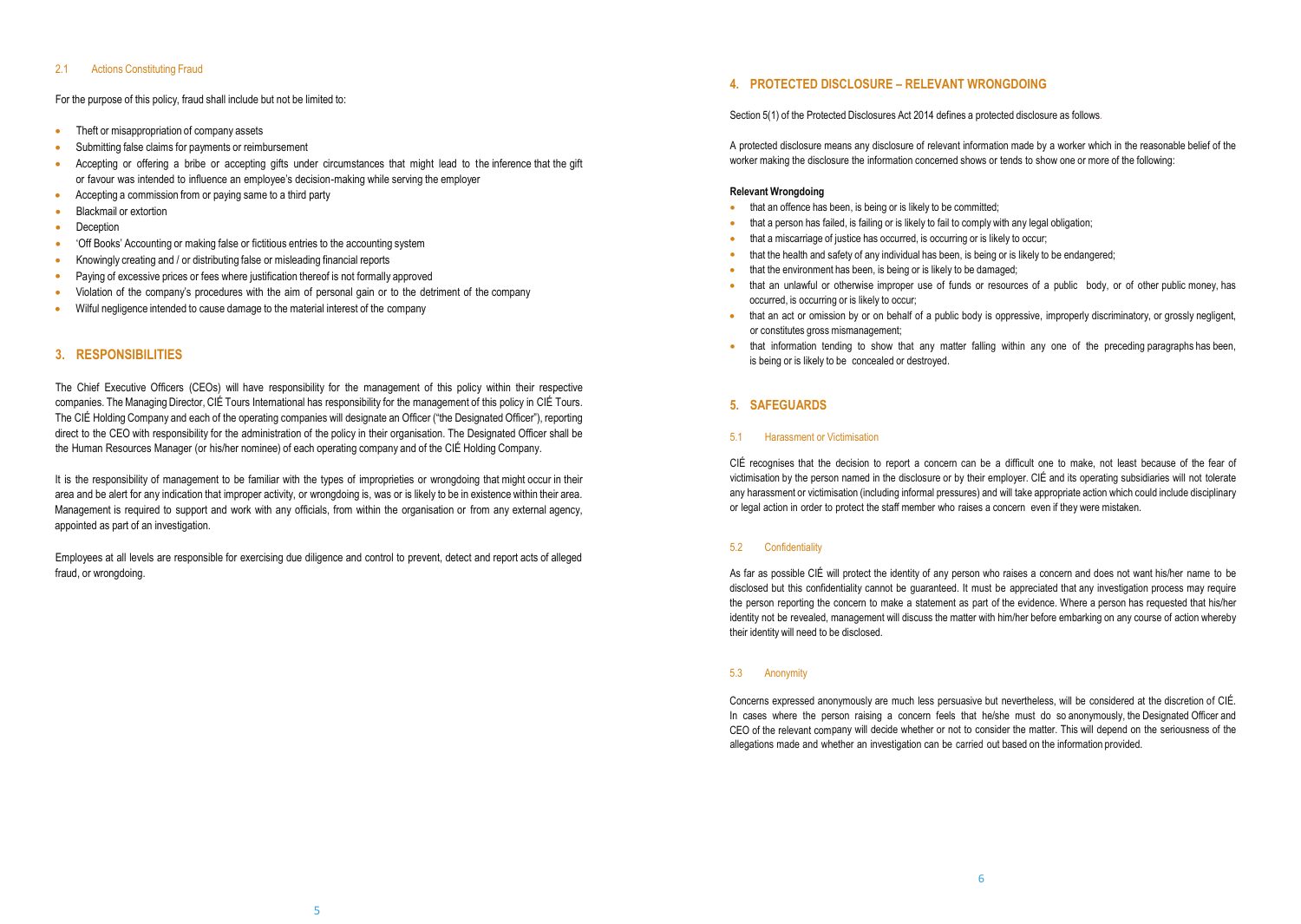### 2.1 Actions Constituting Fraud

For the purpose of this policy, fraud shall include but not be limited to:

- Theft or misappropriation of company assets
- Submitting false claims for payments or reimbursement
- Accepting or offering a bribe or accepting gifts under circumstances that might lead to the inference that the gift or favour was intended to influence an employee's decision-making while serving the employer
- Accepting a commission from or paying same to a third party
- Blackmail or extortion
- Deception
- 'Off Books' Accounting or making false or fictitious entries to the accounting system
- Knowingly creating and / or distributing false or misleading financial reports
- Paying of excessive prices or fees where justification thereof is not formally approved
- Violation of the company's procedures with the aim of personal gain or to the detriment of the company
- Wilful negligence intended to cause damage to the material interest of the company

## 3. RESPONSIBILITIES

The Chief Executive Officers (CEOs) will have responsibility for the management of this policy within their respective companies. The Managing Director, CIÉ Tours International has responsibility for the management of this policy in CIÉ Tours. The CIÉ Holding Company and each of the operating companies will designate an Officer ("the Designated Officer"), reporting direct to the CEO with responsibility for the administration of the policy in their organisation. The Designated Officer shall be the Human Resources Manager (or his/her nominee) of each operating company and of the CIÉ Holding Company.

It is the responsibility of management to be familiar with the types of improprieties or wrongdoing that might occur in their area and be alert for any indication that improper activity, or wrongdoing is, was or is likely to be in existence within their area. Management is required to support and work with any officials, from within the organisation or from any external agency, appointed as part of an investigation.

Employees at all levels are responsible for exercising due diligence and control to prevent, detect and report acts of alleged fraud, or wrongdoing.

## 4. PROTECTED DISCLOSURE – RELEVANT WRONGDOING

Section 5(1) of the Protected Disclosures Act 2014 defines a protected disclosure as follows.

A protected disclosure means any disclosure of relevant information made by a worker which in the reasonable belief of the worker making the disclosure the information concerned shows or tends to show one or more of the following:

**Relevant Wrongdoing**

- that an offence has been, is being or is likely to be committed;
- that a person has failed, is failing or is likely to fail to comply with any legal obligation;
- that a miscarriage of justice has occurred, is occurring or is likely to occur;
- that the health and safety of any individual has been, is being or is likely to be endangered;
- that the environment has been, is being or is likely to be damaged;
- that an unlawful or otherwise improper use of funds or resources of a public body, or of other public money, has occurred, is occurring or is likely to occur;
- that an act or omission by or on behalf of a public body is oppressive, improperly discriminatory, or grossly negligent, or constitutes gross mismanagement;
- that information tending to show that any matter falling within any one of the preceding paragraphs has been, is being or is likely to be concealed or destroyed.

## 5. SAFEGUARDS

### 5.1 Harassment or Victimisation

CIÉ recognises that the decision to report a concern can be a difficult one to make, not least because of the fear of victimisation by the person named in the disclosure or by their employer. CIÉ and its operating subsidiaries will not tolerate any harassment or victimisation (including informal pressures) and will take appropriate action which could include disciplinary or legal action in order to protect the staff member who raises a concern even if they were mistaken.

### 5.2 Confidentiality

As far as possible CIÉ will protect the identity of any person who raises a concern and does not want his/her name to be disclosed but this confidentiality cannot be guaranteed. It must be appreciated that any investigation process may require the person reporting the concern to make a statement as part of the evidence. Where a person has requested that his/her identity not be revealed, management will discuss the matter with him/her before embarking on any course of action whereby their identity will need to be disclosed.

### 5.3 Anonymity

Concerns expressed anonymously are much less persuasive but nevertheless, will be considered at the discretion of CIÉ. In cases where the person raising a concern feels that he/she must do so anonymously, the Designated Officer and CEO of the relevant company will decide whether or not to consider the matter. This will depend on the seriousness of the allegations made and whether an investigation can be carried out based on the information provided.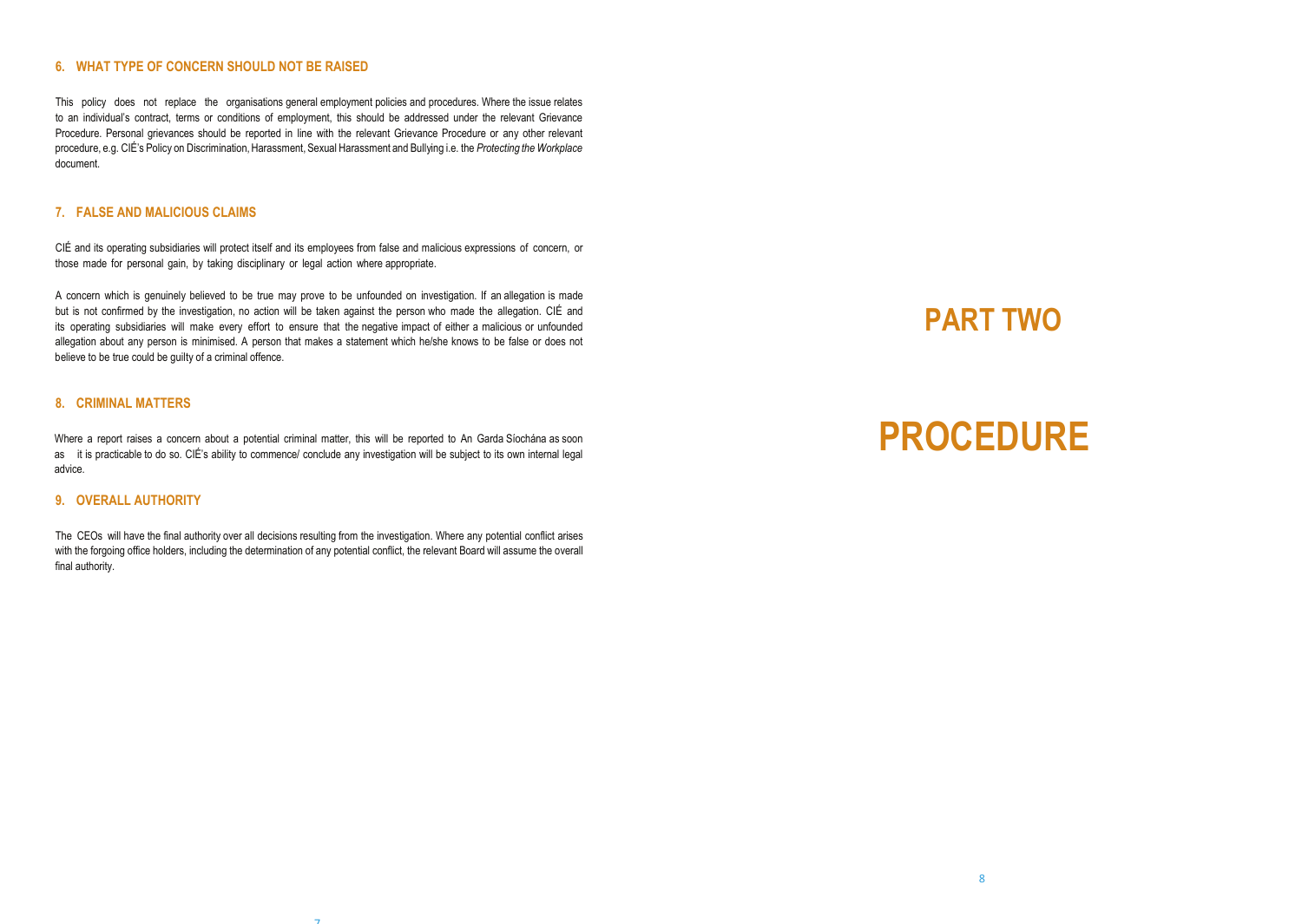## 6. WHAT TYPE OF CONCERN SHOULD NOT BE RAISED

This policy does not replace the organisations general employment policies and procedures. Where the issue relates to an individual's contract, terms or conditions of employment, this should be addressed under the relevant Grievance Procedure. Personal grievances should be reported in line with the relevant Grievance Procedure or any other relevant procedure, e.g. CIÉ's Policy on Discrimination, Harassment, Sexual Harassment and Bullying i.e. the *Protecting the Workplace* document.

## 7. FALSE AND MALICIOUS CLAIMS

CIÉ and its operating subsidiaries will protect itself and its employees from false and malicious expressions of concern, or those made for personal gain, by taking disciplinary or legal action where appropriate.

A concern which is genuinely believed to be true may prove to be unfounded on investigation. If an allegation is made but is not confirmed by the investigation, no action will be taken against the person who made the allegation. CIÉ and its operating subsidiaries will make every effort to ensure that the negative impact of either a malicious or unfounded allegation about any person is minimised. A person that makes a statement which he/she knows to be false or does not believe to be true could be guilty of a criminal offence.

## 8. CRIMINAL MATTERS

Where a report raises a concern about a potential criminal matter, this will be reported to An Garda Síochána as soon as it is practicable to do so. CIÉ's ability to commence/ conclude any investigation will be subject to its own internal legal advice.

## 9. OVERALL AUTHORITY

The CEOs will have the final authority over all decisions resulting from the investigation. Where any potential conflict arises with the forgoing office holders, including the determination of any potential conflict, the relevant Board will assume the overall final authority.

# PART TWO

# PROCEDURE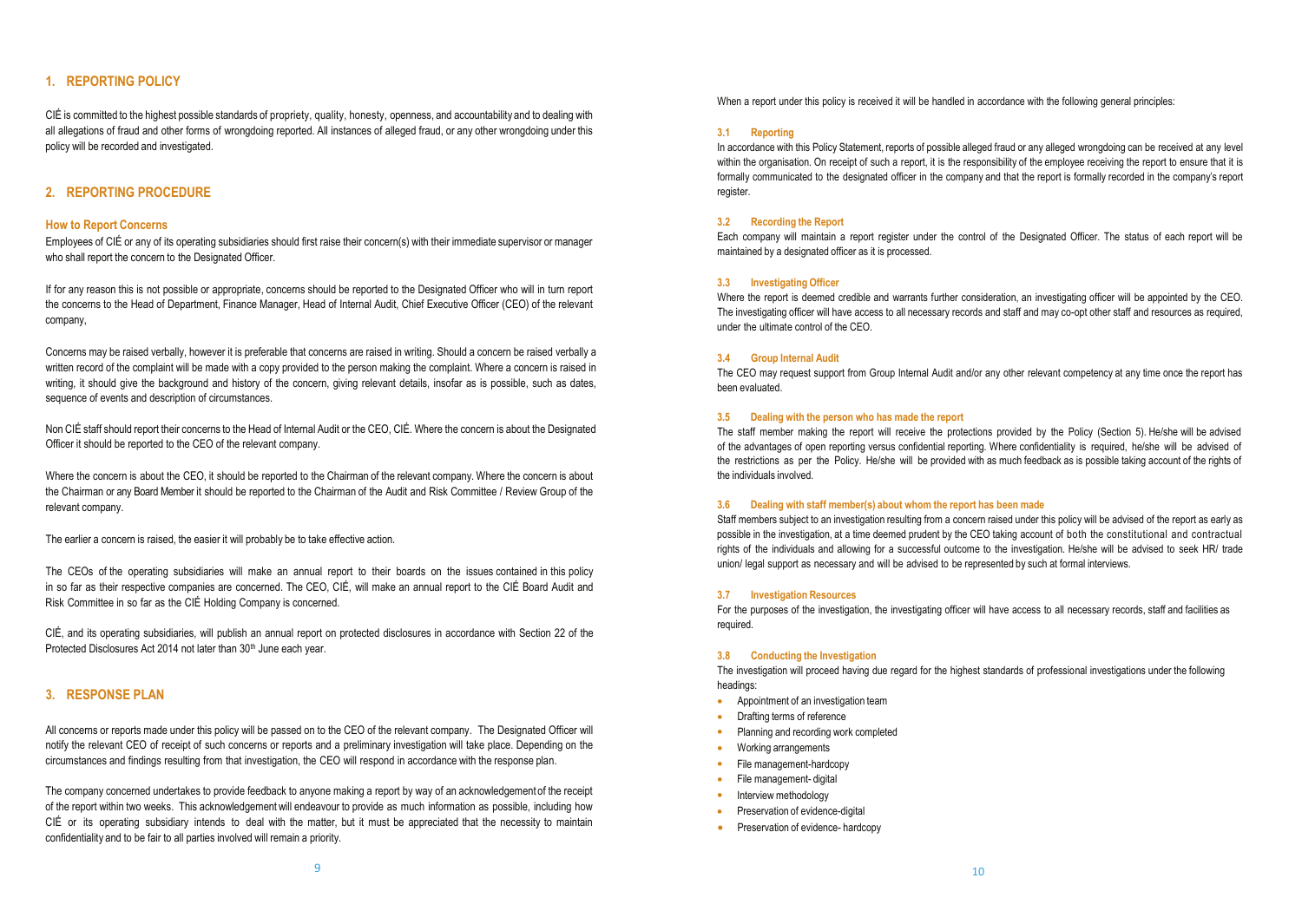## 1. REPORTING POLICY

CIÉ is committed to the highest possible standards of propriety, quality, honesty, openness, and accountability and to dealing with all allegations of fraud and other forms of wrongdoing reported. All instances of alleged fraud, or any other wrongdoing under this policy will be recorded and investigated.

## 2. REPORTING PROCEDURE

### How to Report Concerns

Employees of CIÉ or any of its operating subsidiaries should first raise their concern(s) with their immediate supervisor or manager who shall report the concern to the Designated Officer.

If for any reason this is not possible or appropriate, concerns should be reported to the Designated Officer who will in turn report the concerns to the Head of Department, Finance Manager, Head of Internal Audit, Chief Executive Officer (CEO) of the relevant company,

Concerns may be raised verbally, however it is preferable that concerns are raised in writing. Should a concern be raised verbally a written record of the complaint will be made with a copy provided to the person making the complaint. Where a concern is raised in writing, it should give the background and history of the concern, giving relevant details, insofar as is possible, such as dates, sequence of events and description of circumstances.

Non CIÉ staff should report their concerns to the Head of Internal Audit or the CEO, CIÉ. Where the concern is about the Designated Officer it should be reported to the CEO of the relevant company.

Where the concern is about the CEO, it should be reported to the Chairman of the relevant company. Where the concern is about the Chairman or any Board Member it should be reported to the Chairman of the Audit and Risk Committee / Review Group of the relevant company.

The earlier a concern is raised, the easier it will probably be to take effective action.

The CEOs of the operating subsidiaries will make an annual report to their boards on the issues contained in this policy in so far as their respective companies are concerned. The CEO, CIÉ, will make an annual report to the CIÉ Board Audit and Risk Committee in so far as the CIÉ Holding Company is concerned.

CIÉ, and its operating subsidiaries, will publish an annual report on protected disclosures in accordance with Section 22 of the Protected Disclosures Act 2014 not later than 30th June each year.

## 3. RESPONSE PLAN

All concerns or reports made under this policy will be passed on to the CEO of the relevant company. The Designated Officer will notify the relevant CEO of receipt of such concerns or reports and a preliminary investigation will take place. Depending on the circumstances and findings resulting from that investigation, the CEO will respond in accordance with the response plan.

The company concerned undertakes to provide feedback to anyone making a report by way of an acknowledgement of the receipt of the report within two weeks. This acknowledgement will endeavour to provide as much information as possible, including how CIÉ or its operating subsidiary intends to deal with the matter, but it must be appreciated that the necessity to maintain confidentiality and to be fair to all parties involved will remain a priority.

When a report under this policy is received it will be handled in accordance with the following general principles:

### 3.1 Reporting

In accordance with this Policy Statement, reports of possible alleged fraud or any alleged wrongdoing can be received at any level within the organisation. On receipt of such a report, it is the responsibility of the employee receiving the report to ensure that it is formally communicated to the designated officer in the company and that the report is formally recorded in the company's report register.

### 3.2 Recording the Report

Each company will maintain a report register under the control of the Designated Officer. The status of each report will be maintained by a designated officer as it is processed.

### 3.3 Investigating Officer

Where the report is deemed credible and warrants further consideration, an investigating officer will be appointed by the CEO. The investigating officer will have access to all necessary records and staff and may co-opt other staff and resources as required, under the ultimate control of the CEO.

### 3.4 Group Internal Audit

The CEO may request support from Group Internal Audit and/or any other relevant competency at any time once the report has been evaluated.

### 3.5 Dealing with the person who has made the report

The staff member making the report will receive the protections provided by the Policy (Section 5). He/she will be advised of the advantages of open reporting versus confidential reporting. Where confidentiality is required, he/she will be advised of the restrictions as per the Policy. He/she will be provided with as much feedback as is possible taking account of the rights of the individuals involved.

### 3.6 Dealing with staff member(s) about whom the report has been made

Staff members subject to an investigation resulting from a concern raised under this policy will be advised of the report as early as possible in the investigation, at a time deemed prudent by the CEO taking account of both the constitutional and contractual rights of the individuals and allowing for a successful outcome to the investigation. He/she will be advised to seek HR/ trade union/ legal support as necessary and will be advised to be represented by such at formal interviews.

### 3.7 Investigation Resources

For the purposes of the investigation, the investigating officer will have access to all necessary records, staff and facilities as required.

### 3.8 Conducting the Investigation

The investigation will proceed having due regard for the highest standards of professional investigations under the following headings:

- Appointment of an investigation team
- Drafting terms of reference
- Planning and recording work completed
- Working arrangements
- File management-hardcopy
- File management- digital
- Interview methodology
- Preservation of evidence-digital
- Preservation of evidence- hardcopy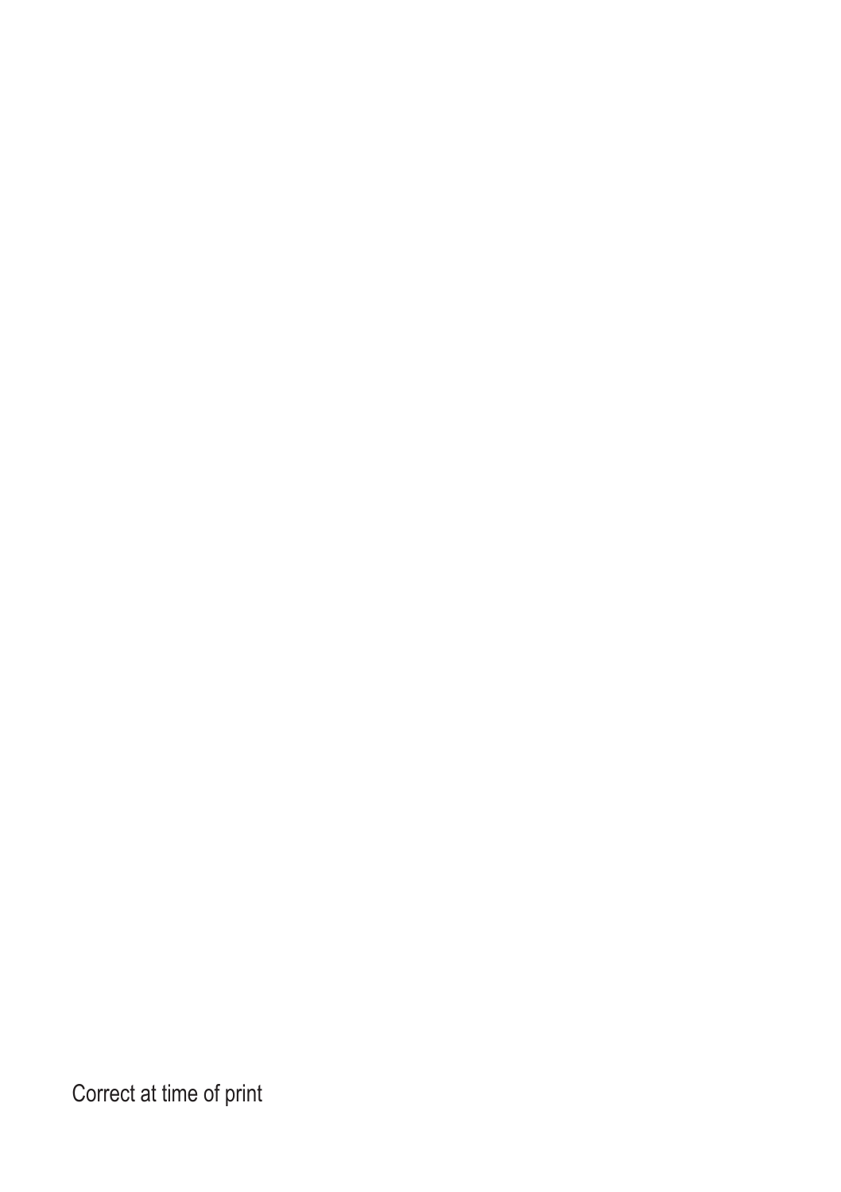Correct at time of print